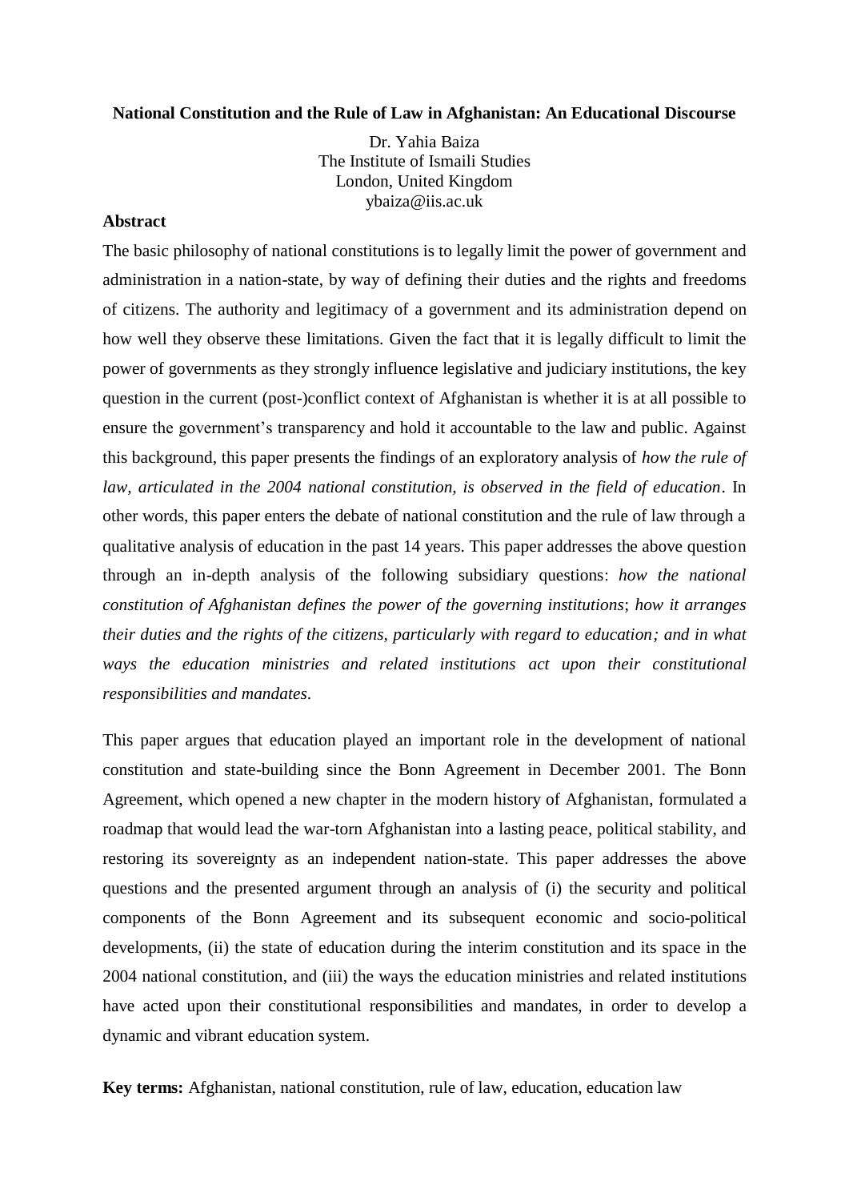# National Constitution and the Rule of Law in Afghanistan: An Educational Discourse

Dr. Yahia Baiza
The Institute of Ismaili Studies
London, United Kingdom
ybaiza@iis.ac.uk

## Abstract

The basic philosophy of national constitutions is to legally limit the power of government and administration in a nation-state, by way of defining their duties and the rights and freedoms of citizens. The authority and legitimacy of a government and its administration depend on how well they observe these limitations. Given the fact that it is legally difficult to limit the power of governments as they strongly influence legislative and judiciary institutions, the key question in the current (post-)conflict context of Afghanistan is whether it is at all possible to ensure the government's transparency and hold it accountable to the law and public. Against this background, this paper presents the findings of an exploratory analysis of *how the rule of law, articulated in the 2004 national constitution, is observed in the field of education*. In other words, this paper enters the debate of national constitution and the rule of law through a qualitative analysis of education in the past 14 years. This paper addresses the above question through an in-depth analysis of the following subsidiary questions: *how the national constitution of Afghanistan defines the power of the governing institutions*; *how it arranges their duties and the rights of the citizens, particularly with regard to education; and in what ways the education ministries and related institutions act upon their constitutional responsibilities and mandates*.

This paper argues that education played an important role in the development of national constitution and state-building since the Bonn Agreement in December 2001. The Bonn Agreement, which opened a new chapter in the modern history of Afghanistan, formulated a roadmap that would lead the war-torn Afghanistan into a lasting peace, political stability, and restoring its sovereignty as an independent nation-state. This paper addresses the above questions and the presented argument through an analysis of (i) the security and political components of the Bonn Agreement and its subsequent economic and socio-political developments, (ii) the state of education during the interim constitution and its space in the 2004 national constitution, and (iii) the ways the education ministries and related institutions have acted upon their constitutional responsibilities and mandates, in order to develop a dynamic and vibrant education system.

**Key terms:** Afghanistan, national constitution, rule of law, education, education law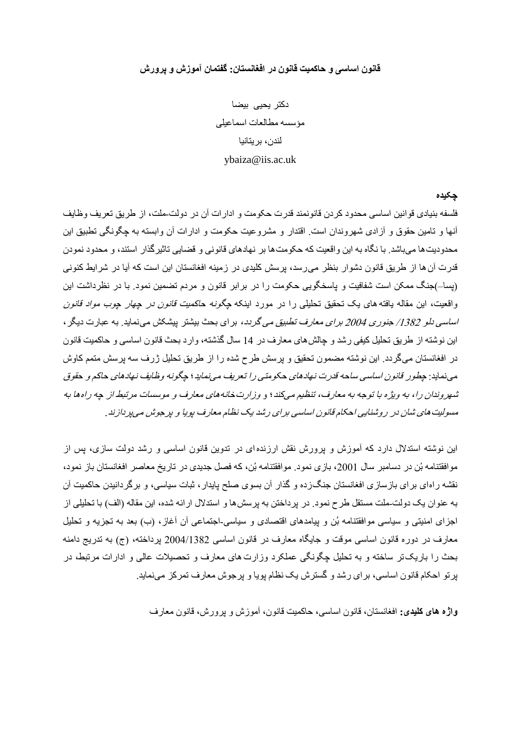**قانون اساسی و حاکمیت قانون در افغانستان: گفتمان آموزش و پرورش**

دکتر یحیی بیضا
مؤسسه مطالعات اسماعیلی
لندن، بریتانیا
ybaiza@iis.ac.uk

**چکیده**

فلسفه بنیادی قوانین اساسی محدود کردن قانونمند قدرت حکومت و ادارات آن در دولت-ملت، از طریق تعریف وظایف آنها و تامین حقوق و آزادی شهروندان است. اقتدار و مشروعیت حکومت و ادارات آن وابسته به چگونگی تطبیق این محدودیت‌ها می‌باشد. با نگاه به این واقعیت که حکومت‌ها بر نهادهای قانونی و قضایی تاثیرگذار استند، و محدود نمودن قدرت آن‌ها از طریق قانون دشوار بنظر می‌رسد، پرسش کلیدی در زمینه افغانستان این است که آیا در شرایط کنونی (پسا-)جنگ ممکن است شفافیت و پاسخگویی حکومت را در برابر قانون و مردم تضمین نمود. با در نظرداشت این واقعیت، این مقاله یافته های یک تحقیق تحلیلی را در مورد اینکه *چگونه حاکمیت قانون در چهار چوب مواد قانون اساسی دلو 1382/ جنوری 2004 برای معارف تطبیق می‌گردد*، برای بحث بیشتر پیشکش می‌نماید. به عبارت دیگر، این نوشته از طریق تحلیل کیفی رشد و چالش‌های معارف در 14 سال گذشته، وارد بحث قانون اساسی و حاکمیت قانون در افغانستان می‌گردد. این نوشته مضمون تحقیق و پرسش طرح شده را از طریق تحلیل ژرف سه پرسش متمم کاوش می‌نماید: *چطور قانون اساسی ساحه قدرت نهادهای حکومتی را تعریف می‌نماید؛ چگونه وظایف نهادهای حاکم و حقوق شهروندان را، به ویژه با توجه به معارف، تنظیم می‌کند؛ و وزارت‌خانه‌های معارف و موسسات مرتبط از چه راه‌ها به مسولیت های شان در روشنایی احکام قانون اساسی برای رشد یک نظام معارف پویا و پرجوش می‌پردازند.*

این نوشته استدلال دارد که آموزش و پرورش نقش ارزنده‌ای در تدوین قانون اساسی و رشد دولت سازی، پس از موافقتنامه بُن در دسامبر سال 2001، بازی نمود. موافقتنامه بُن، که فصل جدیدی در تاریخ معاصر افغانستان باز نمود، نقشه راه‌ای برای بازسازی افغانستان جنگ‌زده و گذار آن بسوی صلح پایدار، ثبات سیاسی، و برگردانیدن حاکمیت آن به عنوان یک دولت-ملت مستقل طرح نمود. در پرداختن به پرسش‌ها و استدلال ارائه شده، این مقاله (الف) با تحلیلی از اجزای امنیتی و سیاسی موافقتنامه بُن و پیامدهای اقتصادی و سیاسی-اجتماعی آن آغاز، (ب) بعد به تجزیه و تحلیل معارف در دوره قانون اساسی موقت و جایگاه معارف در قانون اساسی 2004/1382 پرداخته، (ج) به تدریج دامنه بحث را باریک‌تر ساخته و به تحلیل چگونگی عملکرد وزارت های معارف و تحصیلات عالی و ادارات مرتبط، در پرتو احکام قانون اساسی، برای رشد و گسترش یک نظام پویا و پرجوش معارف تمرکز می‌نماید.

**واژه های کلیدی:** افغانستان، قانون اساسی، حاکمیت قانون، آموزش و پرورش، قانون معارف